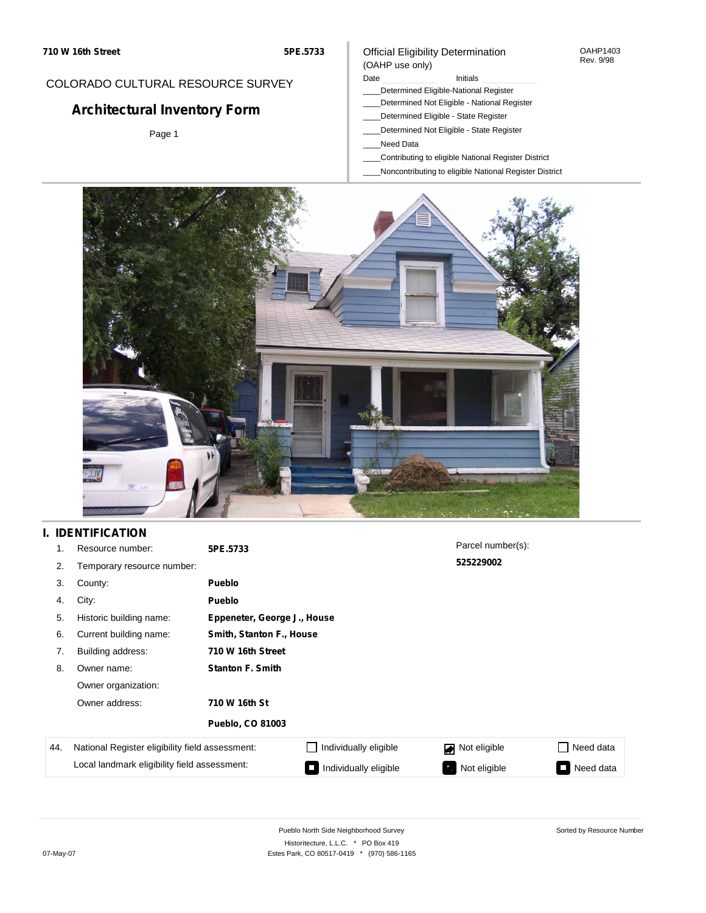710 W 16th Street

5PE.5733

COLORADO CULTURAL RESOURCE SURVEY

# Architectural Inventory Form

Official Eligibility Determination
(OAHP use only)

OAHP1403
Rev. 9/98

Date ____________ Initials ____________

____Determined Eligible-National Register
____Determined Not Eligible - National Register
____Determined Eligible - State Register
____Determined Not Eligible - State Register
____Need Data
____Contributing to eligible National Register District
____Noncontributing to eligible National Register District

## I. IDENTIFICATION

| | | |
|---|---|---|
| 1. | Resource number: | **5PE.5733** |
| 2. | Temporary resource number: | |
| 3. | County: | **Pueblo** |
| 4. | City: | **Pueblo** |
| 5. | Historic building name: | **Eppeneter, George J., House** |
| 6. | Current building name: | **Smith, Stanton F., House** |
| 7. | Building address: | **710 W 16th Street** |
| 8. | Owner name: | **Stanton F. Smith** |
| | Owner organization: | |
| | Owner address: | **710 W 16th St** |
| | | **Pueblo, CO 81003** |

Parcel number(s):
**525229002**

| 44. | | | | |
|---|---|---|---|---|
| National Register eligibility field assessment: | ☐ Individually eligible | ☒ Not eligible | ☐ Need data |
| Local landmark eligibility field assessment: | ☐ Individually eligible | ☐ Not eligible | ☐ Need data |

Pueblo North Side Neighborhood Survey
Historitecture, L.L.C. * PO Box 419
Estes Park, CO 80517-0419 * (970) 586-1165

Sorted by Resource Number

07-May-07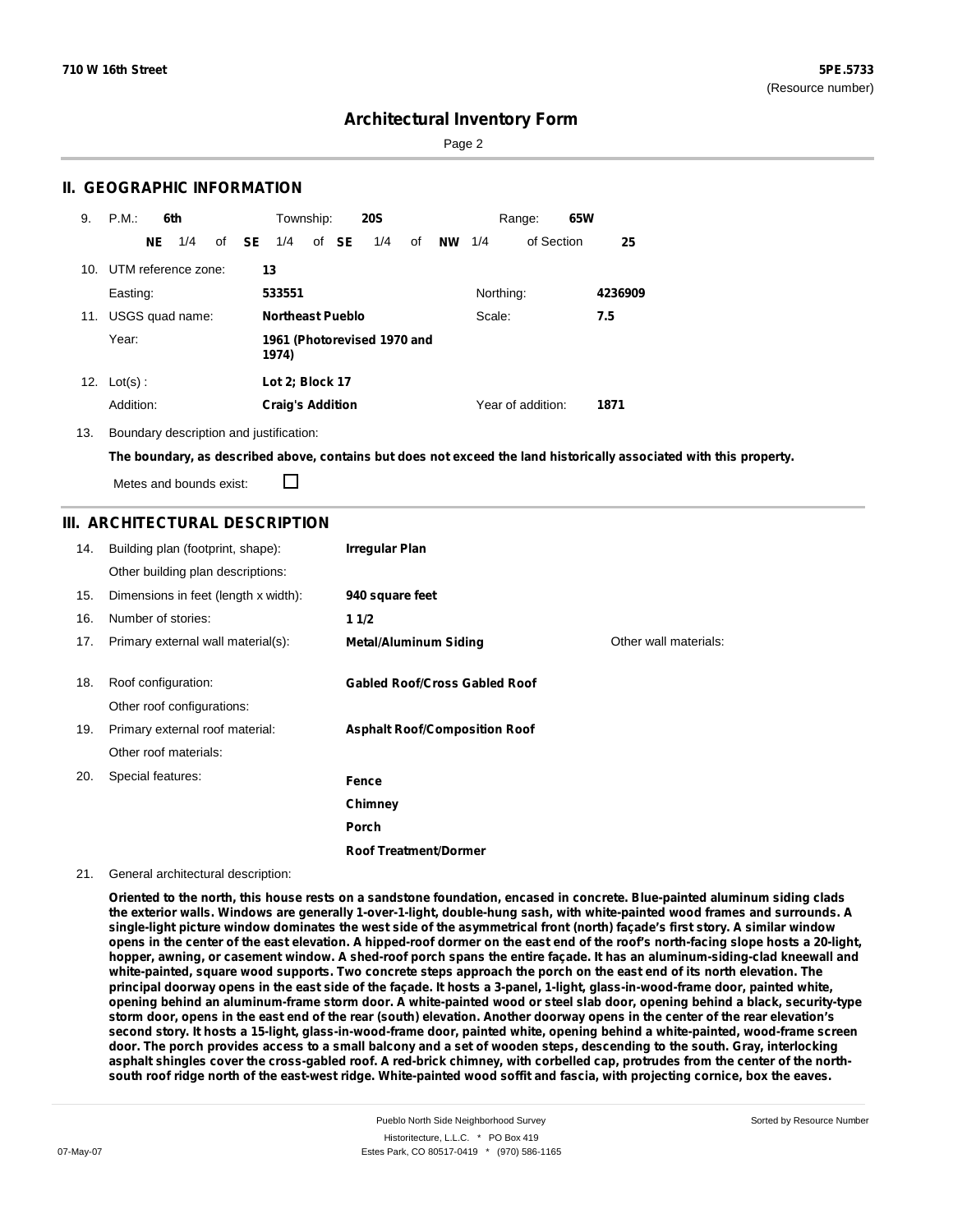## II. GEOGRAPHIC INFORMATION

9. P.M.: **6th** Township: **20S** Range: **65W**

**NE** 1/4 of **SE** 1/4 of **SE** 1/4 of **NW** 1/4 of Section **25**

10. UTM reference zone: **13**

Easting: **533551** Northing: **4236909**

11. USGS quad name: **Northeast Pueblo** Scale: **7.5**

Year: **1961 (Photorevised 1970 and 1974)**

12. Lot(s) : **Lot 2; Block 17**

Addition: **Craig's Addition** Year of addition: **1871**

13. Boundary description and justification:

**The boundary, as described above, contains but does not exceed the land historically associated with this property.**

Metes and bounds exist: ☐

## III. ARCHITECTURAL DESCRIPTION

14. Building plan (footprint, shape): **Irregular Plan**

Other building plan descriptions:

15. Dimensions in feet (length x width): **940 square feet**

16. Number of stories: **1 1/2**

17. Primary external wall material(s): **Metal/Aluminum Siding** Other wall materials:

18. Roof configuration: **Gabled Roof/Cross Gabled Roof**

Other roof configurations:

19. Primary external roof material: **Asphalt Roof/Composition Roof**

Other roof materials:

20. Special features:

**Fence**

**Chimney**

**Porch**

**Roof Treatment/Dormer**

21. General architectural description:

**Oriented to the north, this house rests on a sandstone foundation, encased in concrete. Blue-painted aluminum siding clads the exterior walls. Windows are generally 1-over-1-light, double-hung sash, with white-painted wood frames and surrounds. A single-light picture window dominates the west side of the asymmetrical front (north) façade's first story. A similar window opens in the center of the east elevation. A hipped-roof dormer on the east end of the roof's north-facing slope hosts a 20-light, hopper, awning, or casement window. A shed-roof porch spans the entire façade. It has an aluminum-siding-clad kneewall and white-painted, square wood supports. Two concrete steps approach the porch on the east end of its north elevation. The principal doorway opens in the east side of the façade. It hosts a 3-panel, 1-light, glass-in-wood-frame door, painted white, opening behind an aluminum-frame storm door. A white-painted wood or steel slab door, opening behind a black, security-type storm door, opens in the east end of the rear (south) elevation. Another doorway opens in the center of the rear elevation's second story. It hosts a 15-light, glass-in-wood-frame door, painted white, opening behind a white-painted, wood-frame screen door. The porch provides access to a small balcony and a set of wooden steps, descending to the south. Gray, interlocking asphalt shingles cover the cross-gabled roof. A red-brick chimney, with corbelled cap, protrudes from the center of the north-south roof ridge north of the east-west ridge. White-painted wood soffit and fascia, with projecting cornice, box the eaves.**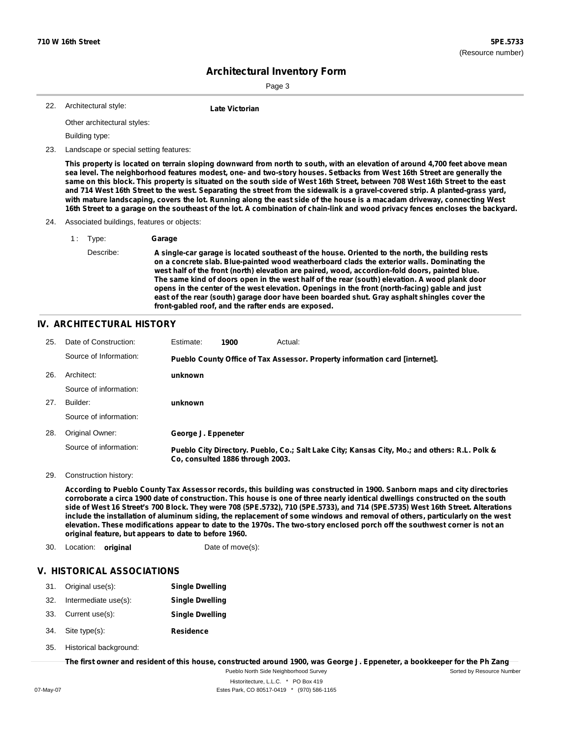## Architectural Inventory Form

22. Architectural style: **Late Victorian**

Other architectural styles:

Building type:

23. Landscape or special setting features:

**This property is located on terrain sloping downward from north to south, with an elevation of around 4,700 feet above mean sea level. The neighborhood features modest, one- and two-story houses. Setbacks from West 16th Street are generally the same on this block. This property is situated on the south side of West 16th Street, between 708 West 16th Street to the east and 714 West 16th Street to the west. Separating the street from the sidewalk is a gravel-covered strip. A planted-grass yard, with mature landscaping, covers the lot. Running along the east side of the house is a macadam driveway, connecting West 16th Street to a garage on the southeast of the lot. A combination of chain-link and wood privacy fences encloses the backyard.**

24. Associated buildings, features or objects:

1 : Type: **Garage**

Describe: **A single-car garage is located southeast of the house. Oriented to the north, the building rests on a concrete slab. Blue-painted wood weatherboard clads the exterior walls. Dominating the west half of the front (north) elevation are paired, wood, accordion-fold doors, painted blue. The same kind of doors open in the west half of the rear (south) elevation. A wood plank door opens in the center of the west elevation. Openings in the front (north-facing) gable and just east of the rear (south) garage door have been boarded shut. Gray asphalt shingles cover the front-gabled roof, and the rafter ends are exposed.**

## IV. ARCHITECTURAL HISTORY

25. Date of Construction: Estimate: **1900** Actual:

Source of Information: **Pueblo County Office of Tax Assessor. Property information card [internet].**

26. Architect: **unknown**

Source of information:

27. Builder: **unknown**

Source of information:

28. Original Owner: **George J. Eppeneter**

Source of information: **Pueblo City Directory. Pueblo, Co.; Salt Lake City; Kansas City, Mo.; and others: R.L. Polk & Co, consulted 1886 through 2003.**

29. Construction history:

**According to Pueblo County Tax Assessor records, this building was constructed in 1900. Sanborn maps and city directories corroborate a circa 1900 date of construction. This house is one of three nearly identical dwellings constructed on the south side of West 16 Street's 700 Block. They were 708 (5PE.5732), 710 (5PE.5733), and 714 (5PE.5735) West 16th Street. Alterations include the installation of aluminum siding, the replacement of some windows and removal of others, particularly on the west elevation. These modifications appear to date to the 1970s. The two-story enclosed porch off the southwest corner is not an original feature, but appears to date to before 1960.**

30. Location: **original** Date of move(s):

## V. HISTORICAL ASSOCIATIONS

31. Original use(s): **Single Dwelling**
32. Intermediate use(s): **Single Dwelling**
33. Current use(s): **Single Dwelling**
34. Site type(s): **Residence**
35. Historical background:

**The first owner and resident of this house, constructed around 1900, was George J. Eppeneter, a bookkeeper for the Ph Zang**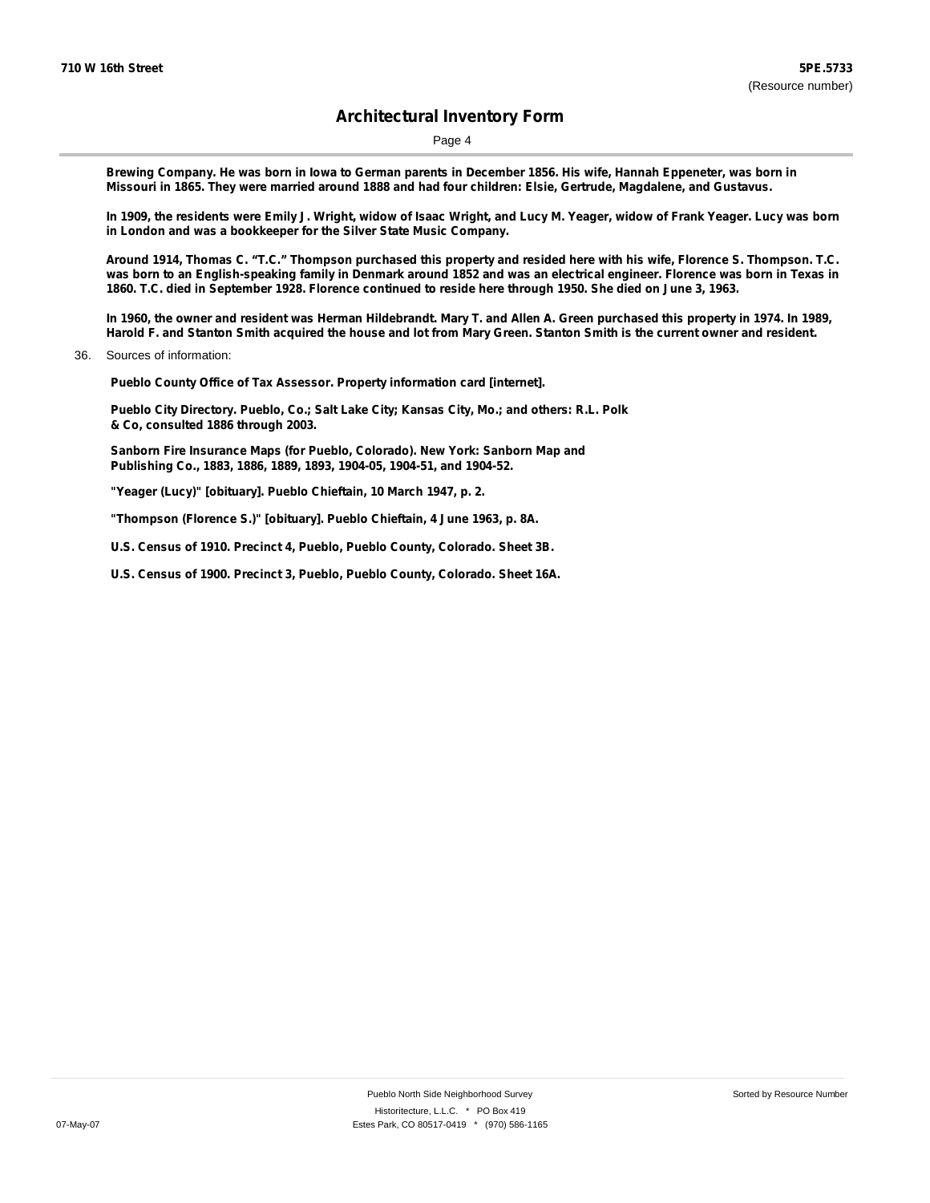**Brewing Company. He was born in Iowa to German parents in December 1856. His wife, Hannah Eppeneter, was born in Missouri in 1865. They were married around 1888 and had four children: Elsie, Gertrude, Magdalene, and Gustavus.**

**In 1909, the residents were Emily J. Wright, widow of Isaac Wright, and Lucy M. Yeager, widow of Frank Yeager. Lucy was born in London and was a bookkeeper for the Silver State Music Company.**

**Around 1914, Thomas C. "T.C." Thompson purchased this property and resided here with his wife, Florence S. Thompson. T.C. was born to an English-speaking family in Denmark around 1852 and was an electrical engineer. Florence was born in Texas in 1860. T.C. died in September 1928. Florence continued to reside here through 1950. She died on June 3, 1963.**

**In 1960, the owner and resident was Herman Hildebrandt. Mary T. and Allen A. Green purchased this property in 1974. In 1989, Harold F. and Stanton Smith acquired the house and lot from Mary Green. Stanton Smith is the current owner and resident.**

36. Sources of information:

**Pueblo County Office of Tax Assessor. Property information card [internet].**

**Pueblo City Directory. Pueblo, Co.; Salt Lake City; Kansas City, Mo.; and others: R.L. Polk & Co, consulted 1886 through 2003.**

**Sanborn Fire Insurance Maps (for Pueblo, Colorado). New York: Sanborn Map and Publishing Co., 1883, 1886, 1889, 1893, 1904-05, 1904-51, and 1904-52.**

**"Yeager (Lucy)" [obituary]. Pueblo Chieftain, 10 March 1947, p. 2.**

**"Thompson (Florence S.)" [obituary]. Pueblo Chieftain, 4 June 1963, p. 8A.**

**U.S. Census of 1910. Precinct 4, Pueblo, Pueblo County, Colorado. Sheet 3B.**

**U.S. Census of 1900. Precinct 3, Pueblo, Pueblo County, Colorado. Sheet 16A.**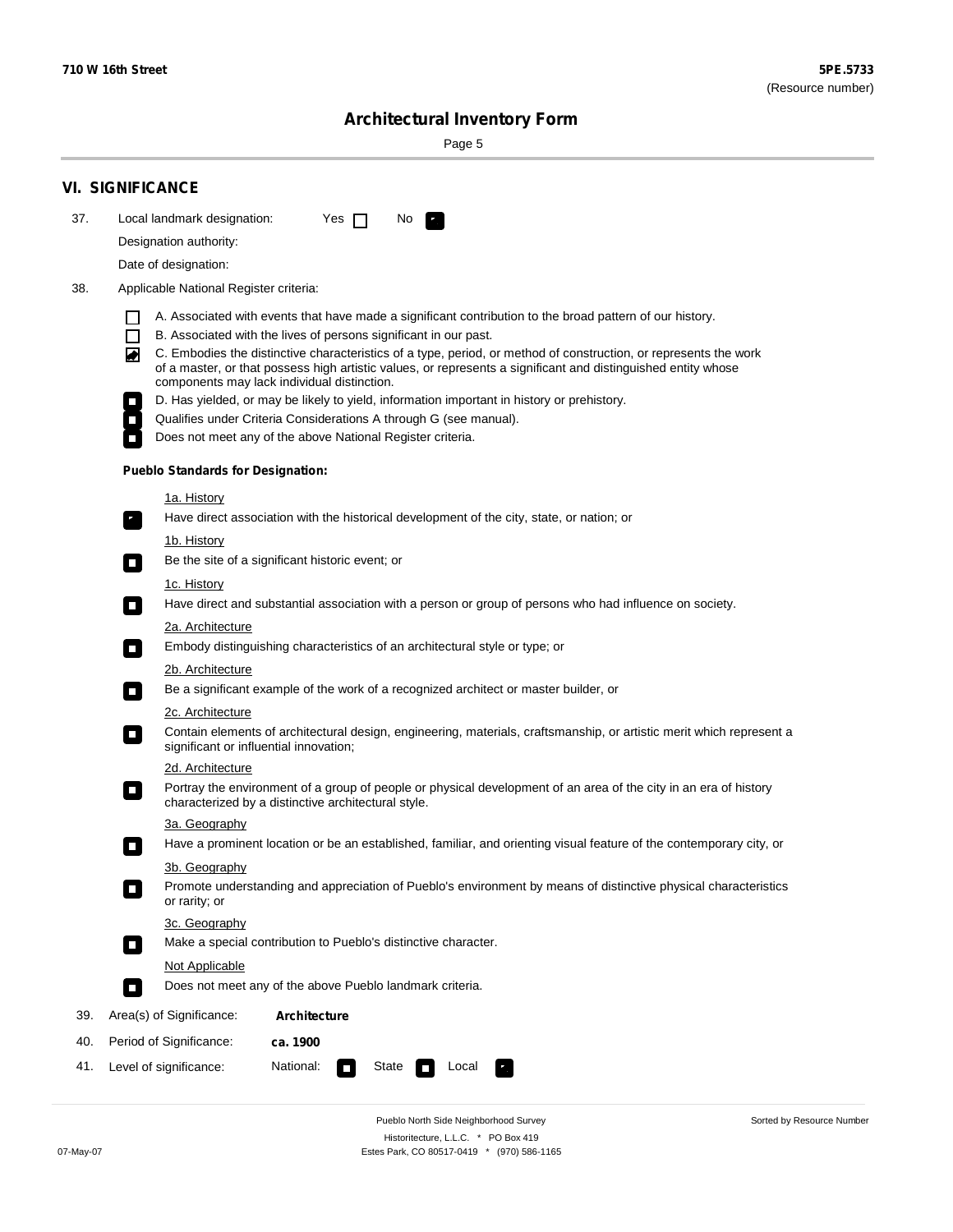## VI. SIGNIFICANCE

37. Local landmark designation: Yes ☐ No ☑

Designation authority:

Date of designation:

38. Applicable National Register criteria:

- ☐ A. Associated with events that have made a significant contribution to the broad pattern of our history.
- ☐ B. Associated with the lives of persons significant in our past.
- ☑ C. Embodies the distinctive characteristics of a type, period, or method of construction, or represents the work of a master, or that possess high artistic values, or represents a significant and distinguished entity whose components may lack individual distinction.
- ☐ D. Has yielded, or may be likely to yield, information important in history or prehistory.
- ☐ Qualifies under Criteria Considerations A through G (see manual).
- ☐ Does not meet any of the above National Register criteria.

**Pueblo Standards for Designation:**

1a. History

☑ Have direct association with the historical development of the city, state, or nation; or

1b. History

☐ Be the site of a significant historic event; or

1c. History

☐ Have direct and substantial association with a person or group of persons who had influence on society.

2a. Architecture

☐ Embody distinguishing characteristics of an architectural style or type; or

2b. Architecture

☐ Be a significant example of the work of a recognized architect or master builder, or

2c. Architecture

☐ Contain elements of architectural design, engineering, materials, craftsmanship, or artistic merit which represent a significant or influential innovation;

2d. Architecture

☐ Portray the environment of a group of people or physical development of an area of the city in an era of history characterized by a distinctive architectural style.

3a. Geography

☐ Have a prominent location or be an established, familiar, and orienting visual feature of the contemporary city, or

3b. Geography

☐ Promote understanding and appreciation of Pueblo's environment by means of distinctive physical characteristics or rarity; or

3c. Geography

☐ Make a special contribution to Pueblo's distinctive character.

Not Applicable

☐ Does not meet any of the above Pueblo landmark criteria.

39. Area(s) of Significance: **Architecture**

40. Period of Significance: **ca. 1900**

41. Level of significance: National: ☐ State ☐ Local ☑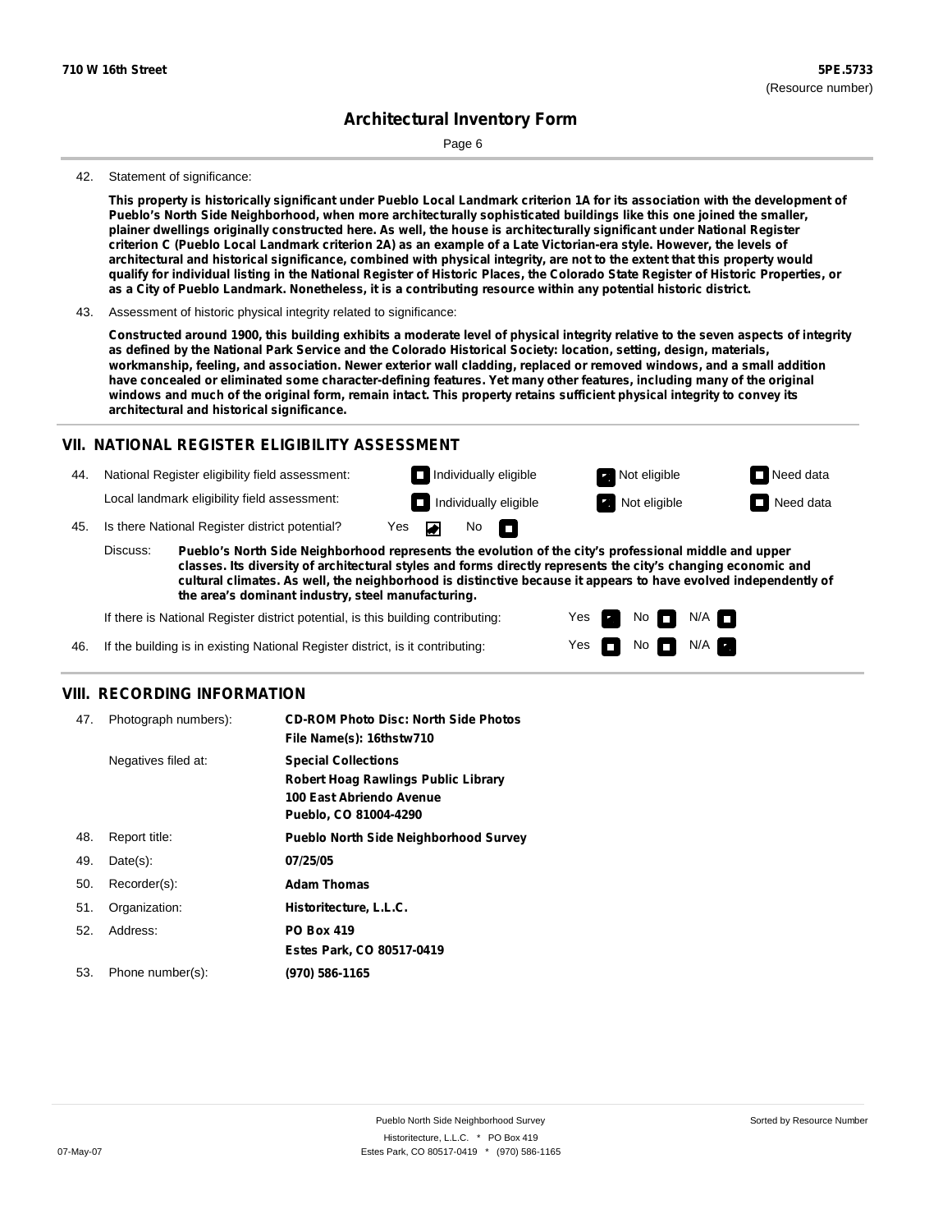# Architectural Inventory Form

42. Statement of significance:

**This property is historically significant under Pueblo Local Landmark criterion 1A for its association with the development of Pueblo's North Side Neighborhood, when more architecturally sophisticated buildings like this one joined the smaller, plainer dwellings originally constructed here. As well, the house is architecturally significant under National Register criterion C (Pueblo Local Landmark criterion 2A) as an example of a Late Victorian-era style. However, the levels of architectural and historical significance, combined with physical integrity, are not to the extent that this property would qualify for individual listing in the National Register of Historic Places, the Colorado State Register of Historic Properties, or as a City of Pueblo Landmark. Nonetheless, it is a contributing resource within any potential historic district.**

43. Assessment of historic physical integrity related to significance:

**Constructed around 1900, this building exhibits a moderate level of physical integrity relative to the seven aspects of integrity as defined by the National Park Service and the Colorado Historical Society: location, setting, design, materials, workmanship, feeling, and association. Newer exterior wall cladding, replaced or removed windows, and a small addition have concealed or eliminated some character-defining features. Yet many other features, including many of the original windows and much of the original form, remain intact. This property retains sufficient physical integrity to convey its architectural and historical significance.**

## VII. NATIONAL REGISTER ELIGIBILITY ASSESSMENT

44. National Register eligibility field assessment: Individually eligible [ ] Not eligible [x] Need data [ ]

Local landmark eligibility field assessment: Individually eligible [ ] Not eligible [x] Need data [ ]

45. Is there National Register district potential? Yes [x] No [ ]

Discuss: **Pueblo's North Side Neighborhood represents the evolution of the city's professional middle and upper classes. Its diversity of architectural styles and forms directly represents the city's changing economic and cultural climates. As well, the neighborhood is distinctive because it appears to have evolved independently of the area's dominant industry, steel manufacturing.**

If there is National Register district potential, is this building contributing: Yes [x] No [ ] N/A [ ]

46. If the building is in existing National Register district, is it contributing: Yes [ ] No [ ] N/A [x]

## VIII. RECORDING INFORMATION

47. Photograph numbers): **CD-ROM Photo Disc: North Side Photos**
**File Name(s): 16thstw710**

Negatives filed at: **Special Collections**
**Robert Hoag Rawlings Public Library**
**100 East Abriendo Avenue**
**Pueblo, CO 81004-4290**

48. Report title: **Pueblo North Side Neighborhood Survey**

49. Date(s): **07/25/05**

50. Recorder(s): **Adam Thomas**

51. Organization: **Historitecture, L.L.C.**

52. Address: **PO Box 419**
**Estes Park, CO 80517-0419**

53. Phone number(s): **(970) 586-1165**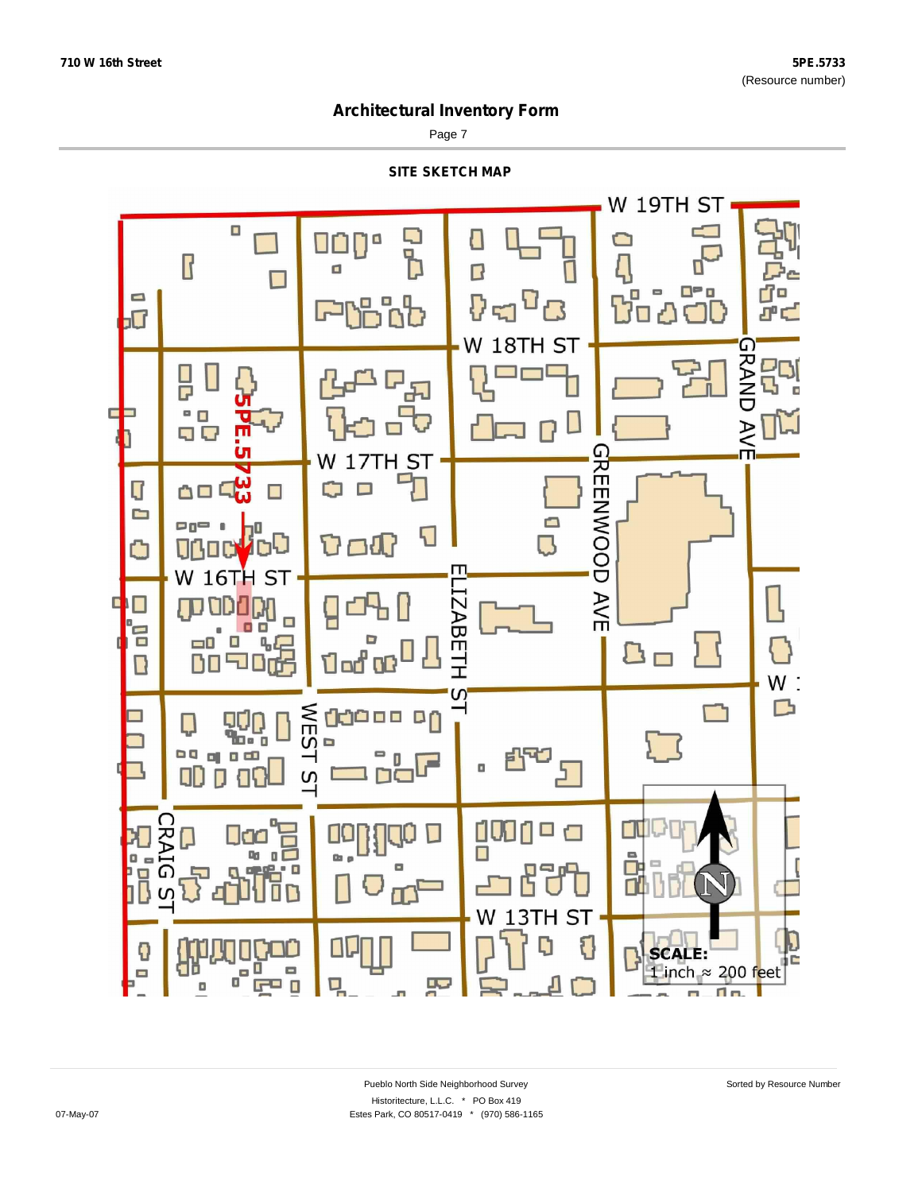## Architectural Inventory Form

### SITE SKETCH MAP

W 19TH ST

W 18TH ST

W 17TH ST

W 16TH ST

5PE.5733

GRAND AVE

GREENWOOD AVE

ELIZABETH ST

WEST ST

CRAIG ST

W 13TH ST

W 1

N

**SCALE:**
1 inch ≈ 200 feet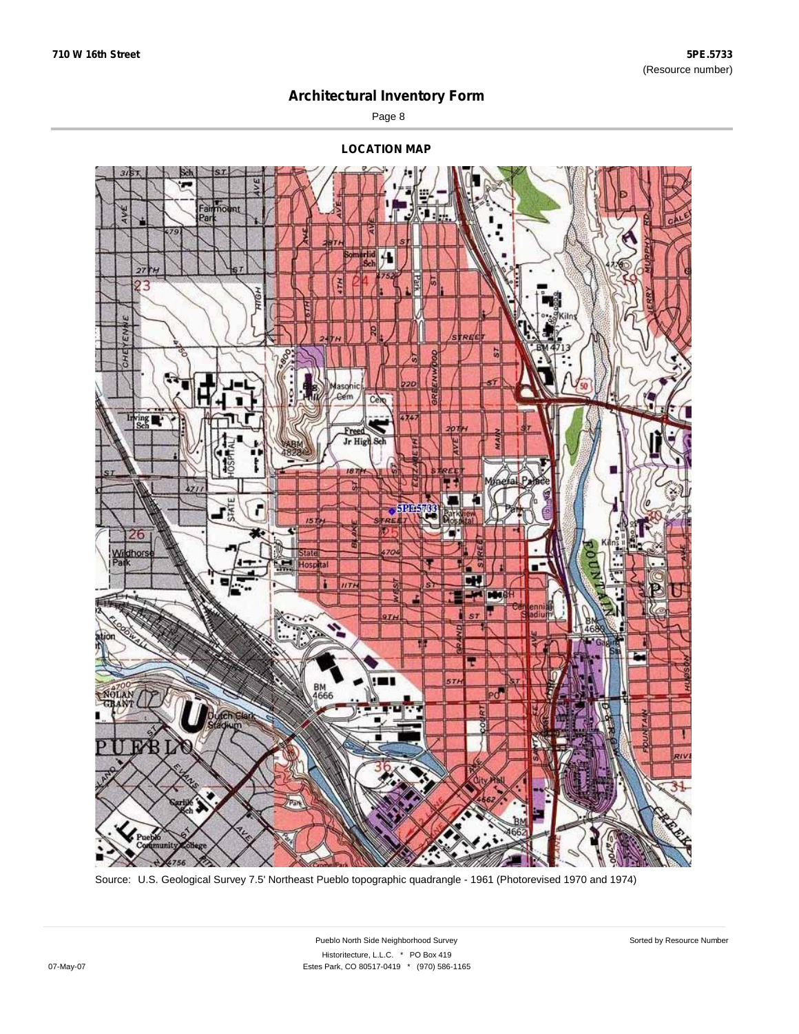# Architectural Inventory Form

## LOCATION MAP

Source: U.S. Geological Survey 7.5' Northeast Pueblo topographic quadrangle - 1961 (Photorevised 1970 and 1974)